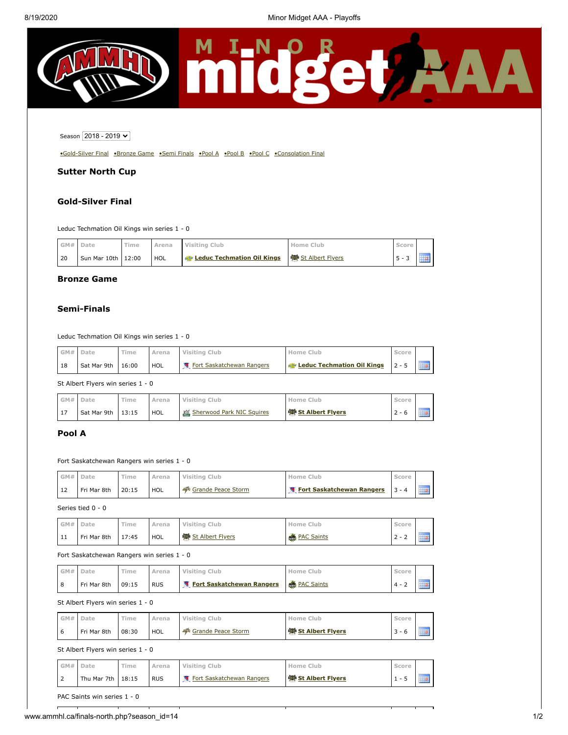Season 2018 - 2019

•Gold-Silver Final •Bronze Game •Semi Finals •Pool A •Pool B •Pool C •Consolation Final

## Sutter North Cup

## Gold-Silver Final

Leduc Techmation Oil Kings win series 1 - 0

| GM# | Date | Time | Arena | Visiting Club | Home Club | Score | |
|---|---|---|---|---|---|---|---|
| 20 | Sun Mar 10th | 12:00 | HOL | **Leduc Techmation Oil Kings** | St Albert Flyers | 5 - 3 | |

## Bronze Game

## Semi-Finals

Leduc Techmation Oil Kings win series 1 - 0

| GM# | Date | Time | Arena | Visiting Club | Home Club | Score | |
|---|---|---|---|---|---|---|---|
| 18 | Sat Mar 9th | 16:00 | HOL | Fort Saskatchewan Rangers | **Leduc Techmation Oil Kings** | 2 - 5 | |

St Albert Flyers win series 1 - 0

| GM# | Date | Time | Arena | Visiting Club | Home Club | Score | |
|---|---|---|---|---|---|---|---|
| 17 | Sat Mar 9th | 13:15 | HOL | Sherwood Park NIC Squires | **St Albert Flyers** | 2 - 6 | |

## Pool A

Fort Saskatchewan Rangers win series 1 - 0

| GM# | Date | Time | Arena | Visiting Club | Home Club | Score | |
|---|---|---|---|---|---|---|---|
| 12 | Fri Mar 8th | 20:15 | HOL | Grande Peace Storm | **Fort Saskatchewan Rangers** | 3 - 4 | |

Series tied 0 - 0

| GM# | Date | Time | Arena | Visiting Club | Home Club | Score | |
|---|---|---|---|---|---|---|---|
| 11 | Fri Mar 8th | 17:45 | HOL | St Albert Flyers | PAC Saints | 2 - 2 | |

Fort Saskatchewan Rangers win series 1 - 0

| GM# | Date | Time | Arena | Visiting Club | Home Club | Score | |
|---|---|---|---|---|---|---|---|
| 8 | Fri Mar 8th | 09:15 | RUS | **Fort Saskatchewan Rangers** | PAC Saints | 4 - 2 | |

St Albert Flyers win series 1 - 0

| GM# | Date | Time | Arena | Visiting Club | Home Club | Score | |
|---|---|---|---|---|---|---|---|
| 6 | Fri Mar 8th | 08:30 | HOL | Grande Peace Storm | **St Albert Flyers** | 3 - 6 | |

St Albert Flyers win series 1 - 0

| GM# | Date | Time | Arena | Visiting Club | Home Club | Score | |
|---|---|---|---|---|---|---|---|
| 2 | Thu Mar 7th | 18:15 | RUS | Fort Saskatchewan Rangers | **St Albert Flyers** | 1 - 5 | |

PAC Saints win series 1 - 0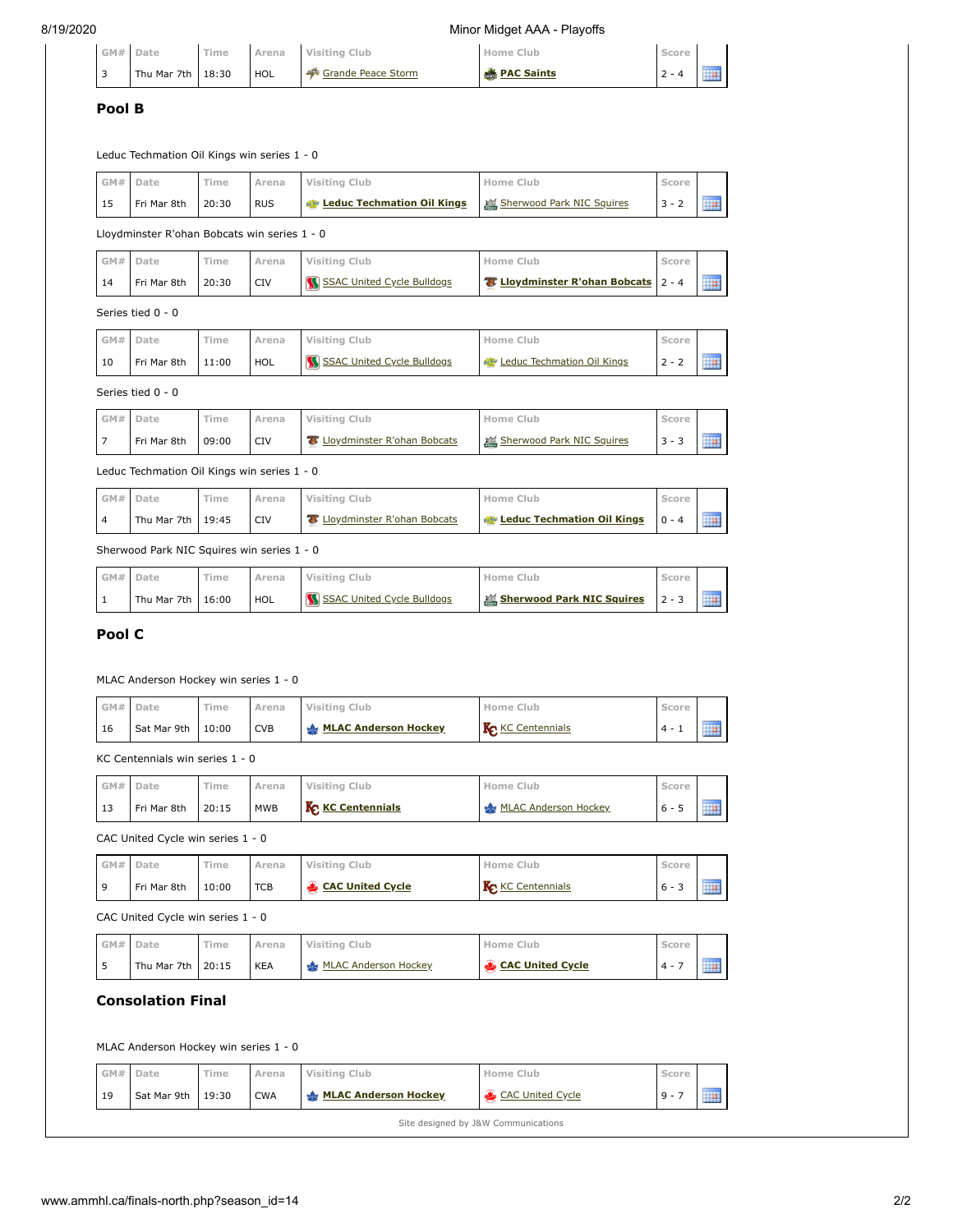| GM# | Date | Time | Arena | Visiting Club | Home Club | Score | |
|---|---|---|---|---|---|---|---|
| 3 | Thu Mar 7th | 18:30 | HOL | Grande Peace Storm | **PAC Saints** | 2 - 4 | |

## Pool B

Leduc Techmation Oil Kings win series 1 - 0

| GM# | Date | Time | Arena | Visiting Club | Home Club | Score | |
|---|---|---|---|---|---|---|---|
| 15 | Fri Mar 8th | 20:30 | RUS | **Leduc Techmation Oil Kings** | Sherwood Park NIC Squires | 3 - 2 | |

Lloydminster R'ohan Bobcats win series 1 - 0

| GM# | Date | Time | Arena | Visiting Club | Home Club | Score | |
|---|---|---|---|---|---|---|---|
| 14 | Fri Mar 8th | 20:30 | CIV | SSAC United Cycle Bulldogs | **Lloydminster R'ohan Bobcats** | 2 - 4 | |

Series tied 0 - 0

| GM# | Date | Time | Arena | Visiting Club | Home Club | Score | |
|---|---|---|---|---|---|---|---|
| 10 | Fri Mar 8th | 11:00 | HOL | SSAC United Cycle Bulldogs | Leduc Techmation Oil Kings | 2 - 2 | |

Series tied 0 - 0

| GM# | Date | Time | Arena | Visiting Club | Home Club | Score | |
|---|---|---|---|---|---|---|---|
| 7 | Fri Mar 8th | 09:00 | CIV | Lloydminster R'ohan Bobcats | Sherwood Park NIC Squires | 3 - 3 | |

Leduc Techmation Oil Kings win series 1 - 0

| GM# | Date | Time | Arena | Visiting Club | Home Club | Score | |
|---|---|---|---|---|---|---|---|
| 4 | Thu Mar 7th | 19:45 | CIV | Lloydminster R'ohan Bobcats | **Leduc Techmation Oil Kings** | 0 - 4 | |

Sherwood Park NIC Squires win series 1 - 0

| GM# | Date | Time | Arena | Visiting Club | Home Club | Score | |
|---|---|---|---|---|---|---|---|
| 1 | Thu Mar 7th | 16:00 | HOL | SSAC United Cycle Bulldogs | **Sherwood Park NIC Squires** | 2 - 3 | |

## Pool C

MLAC Anderson Hockey win series 1 - 0

| GM# | Date | Time | Arena | Visiting Club | Home Club | Score | |
|---|---|---|---|---|---|---|---|
| 16 | Sat Mar 9th | 10:00 | CVB | **MLAC Anderson Hockey** | KC Centennials | 4 - 1 | |

KC Centennials win series 1 - 0

| GM# | Date | Time | Arena | Visiting Club | Home Club | Score | |
|---|---|---|---|---|---|---|---|
| 13 | Fri Mar 8th | 20:15 | MWB | **KC Centennials** | MLAC Anderson Hockey | 6 - 5 | |

CAC United Cycle win series 1 - 0

| GM# | Date | Time | Arena | Visiting Club | Home Club | Score | |
|---|---|---|---|---|---|---|---|
| 9 | Fri Mar 8th | 10:00 | TCB | **CAC United Cycle** | KC Centennials | 6 - 3 | |

CAC United Cycle win series 1 - 0

| GM# | Date | Time | Arena | Visiting Club | Home Club | Score | |
|---|---|---|---|---|---|---|---|
| 5 | Thu Mar 7th | 20:15 | KEA | MLAC Anderson Hockey | **CAC United Cycle** | 4 - 7 | |

## Consolation Final

MLAC Anderson Hockey win series 1 - 0

| GM# | Date | Time | Arena | Visiting Club | Home Club | Score | |
|---|---|---|---|---|---|---|---|
| 19 | Sat Mar 9th | 19:30 | CWA | **MLAC Anderson Hockey** | CAC United Cycle | 9 - 7 | |

Site designed by J&W Communications